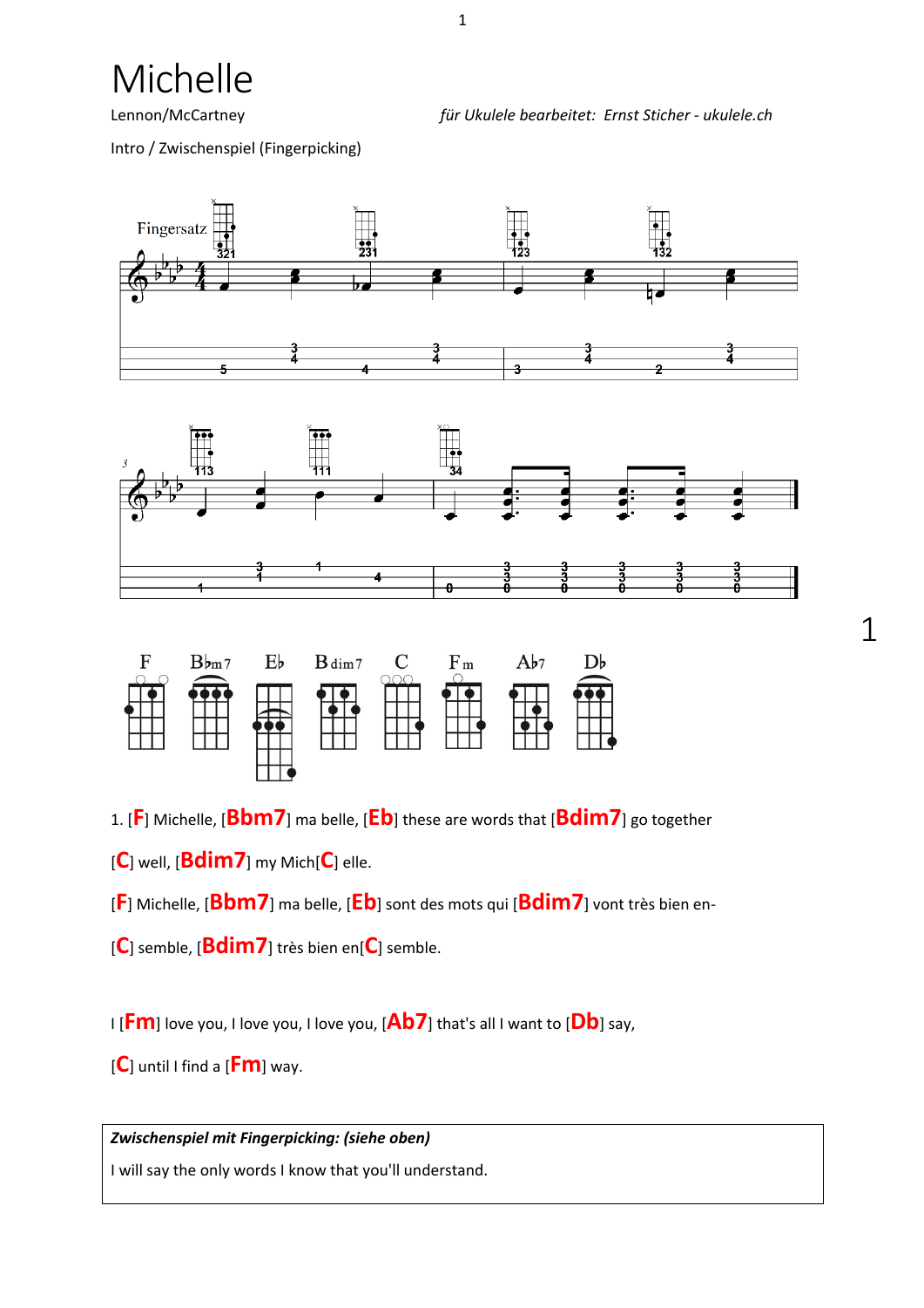# Michelle

Lennon/McCartney

*für Ukulele bearbeitet: Ernst Sticher - ukulele.ch*

Intro / Zwischenspiel (Fingerpicking)

1. [**F**] Michelle, [**Bbm7**] ma belle, [**Eb**] these are words that [**Bdim7**] go together

[**C**] well, [**Bdim7**] my Mich[**C**] elle.

[**F**] Michelle, [**Bbm7**] ma belle, [**Eb**] sont des mots qui [**Bdim7**] vont très bien en-

[**C**] semble, [**Bdim7**] très bien en[**C**] semble.

I [**Fm**] love you, I love you, I love you, [**Ab7**] that's all I want to [**Db**] say,

[**C**] until I find a [**Fm**] way.

| *Zwischenspiel mit Fingerpicking: (siehe oben)* |
| --- |
| I will say the only words I know that you'll understand. |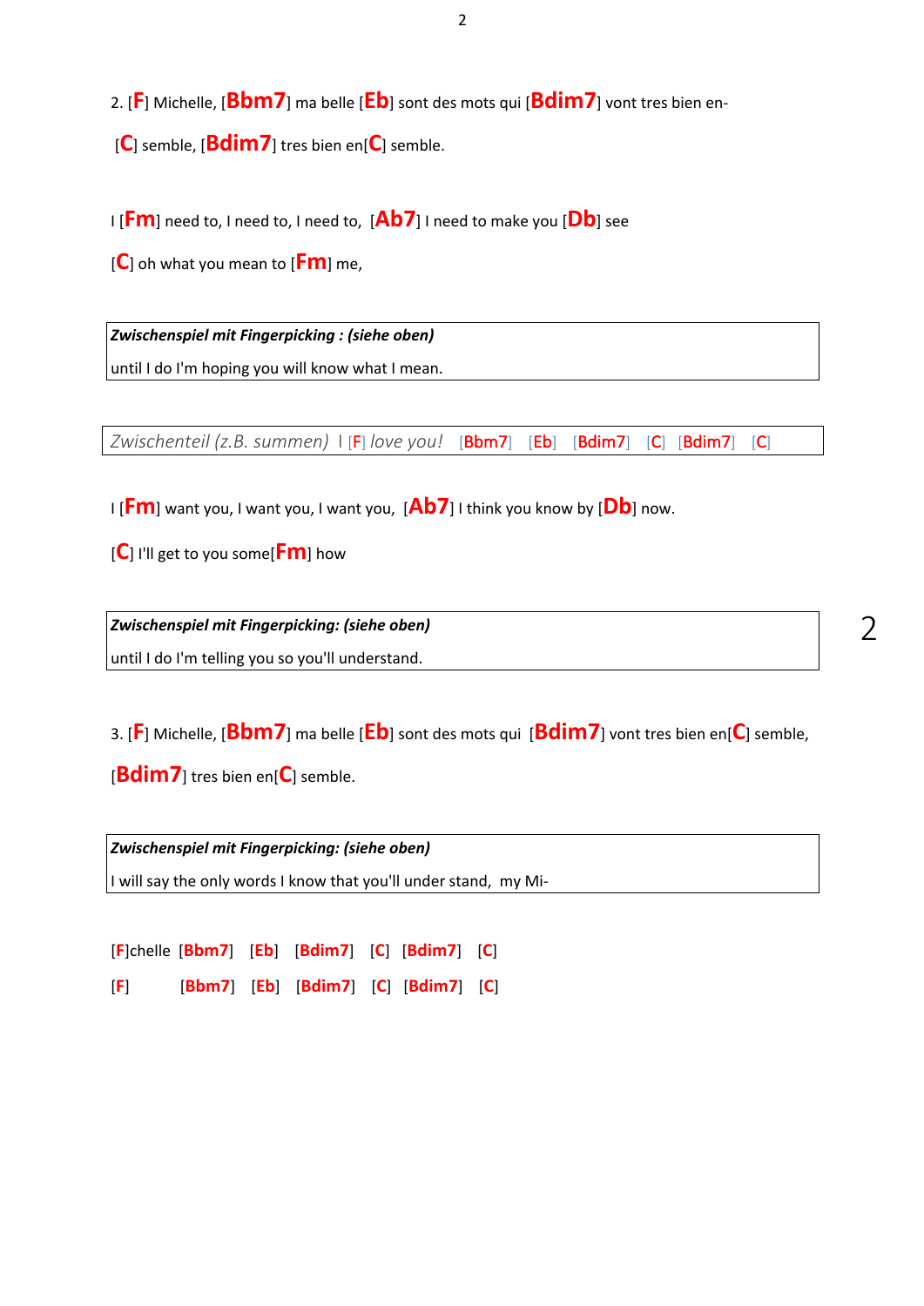2. [F] Michelle, [Bbm7] ma belle [Eb] sont des mots qui [Bdim7] vont tres bien en-

[C] semble, [Bdim7] tres bien en[C] semble.

I [Fm] need to, I need to, I need to, [Ab7] I need to make you [Db] see

[C] oh what you mean to [Fm] me,

| ***Zwischenspiel mit Fingerpicking : (siehe oben)*** |
|---|
| until I do I'm hoping you will know what I mean. |

| *Zwischenteil (z.B. summen)* I [F] *love you!* [Bbm7] [Eb] [Bdim7] [C] [Bdim7] [C] |
|---|

I [Fm] want you, I want you, I want you, [Ab7] I think you know by [Db] now.

[C] I'll get to you some[Fm] how

| ***Zwischenspiel mit Fingerpicking: (siehe oben)*** |
|---|
| until I do I'm telling you so you'll understand. |

3. [F] Michelle, [Bbm7] ma belle [Eb] sont des mots qui [Bdim7] vont tres bien en[C] semble,

[Bdim7] tres bien en[C] semble.

| ***Zwischenspiel mit Fingerpicking: (siehe oben)*** |
|---|
| I will say the only words I know that you'll under stand, my Mi- |

[F]chelle [Bbm7] [Eb] [Bdim7] [C] [Bdim7] [C]

[F] [Bbm7] [Eb] [Bdim7] [C] [Bdim7] [C]